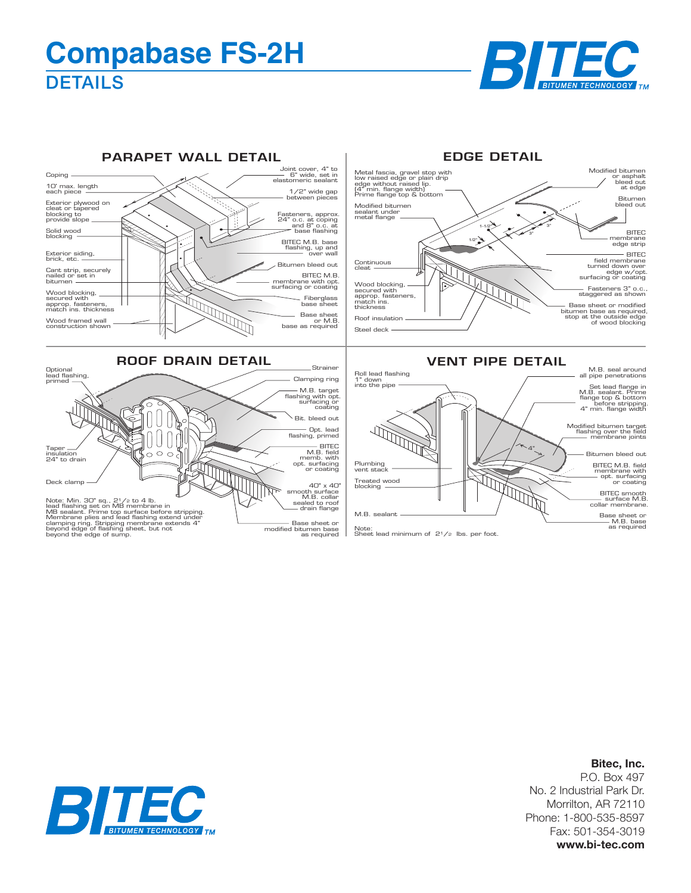# Compabase FS-2H

## DETAILS

BITEC BITUMEN TECHNOLOGY TM

### PARAPET WALL DETAIL

- Coping
- 10' max. length each piece
- Exterior plywood on cleat or tapered blocking to provide slope
- Solid wood blocking
- Exterior siding, brick, etc.
- Cant strip, securely nailed or set in bitumen
- Wood blocking, secured with approp. fasteners, match ins. thickness
- Wood framed wall construction shown
- Joint cover, 4" to 6" wide, set in elastomeric sealant
- 1/2" wide gap between pieces
- Fasteners, approx. 24" o.c. at coping and 8" o.c. at base flashing
- BITEC M.B. base flashing, up and over wall
- Bitumen bleed out
- BITEC M.B. membrane with opt. surfacing or coating
- Fiberglass base sheet
- Base sheet or M.B. base as required

### EDGE DETAIL

- Metal fascia, gravel stop with low raised edge or plain drip edge without raised lip. (4" min. flange width) Prime flange top & bottom
- Modified bitumen sealant under metal flange
- Continuous cleat
- Wood blocking, secured with approp. fasteners, match ins. thickness
- Roof insulation
- Steel deck
- Modified bitumen or asphalt bleed out at edge
- Bitumen bleed out
- BITEC membrane edge strip
- BITEC field membrane turned down over edge w/opt. surfacing or coating
- Fasteners 3" o.c., staggered as shown
- Base sheet or modified bitumen base as required, stop at the outside edge of wood blocking
- 1-1/2"
- 1/2"
- 3"
- 3"

### ROOF DRAIN DETAIL

- Optional lead flashing, primed
- Taper insulation 24" to drain
- Deck clamp
- Strainer
- Clamping ring
- M.B. target flashing with opt. surfacing or coating
- Bit. bleed out
- Opt. lead flashing, primed
- BITEC M.B. field memb. with opt. surfacing or coating
- 40" x 40" smooth surface M.B. collar sealed to roof drain flange
- Base sheet or modified bitumen base as required

Note: Min. 30" sq., 2½ to 4 lb. lead flashing set on MB membrane in MB sealant. Prime top surface before stripping. Membrane plies and lead flashing extend under clamping ring. Stripping membrane extends 4" beyond edge of flashing sheet, but not beyond the edge of sump.

### VENT PIPE DETAIL

- Roll lead flashing 1" down into the pipe
- Plumbing vent stack
- Treated wood blocking
- M.B. sealant
- M.B. seal around all pipe penetrations
- Set lead flange in M.B. sealant. Prime flange top & bottom before stripping. 4" min. flange width
- Modified bitumen target flashing over the field membrane joints
- 4"
- Bitumen bleed out
- BITEC M.B. field membrane with opt. surfacing or coating
- BITEC smooth surface M.B. collar membrane.
- Base sheet or M.B. base as required

Note: Sheet lead minimum of 2½ lbs. per foot.

BITEC BITUMEN TECHNOLOGY TM

**Bitec, Inc.**
P.O. Box 497
No. 2 Industrial Park Dr.
Morrilton, AR 72110
Phone: 1-800-535-8597
Fax: 501-354-3019
**www.bi-tec.com**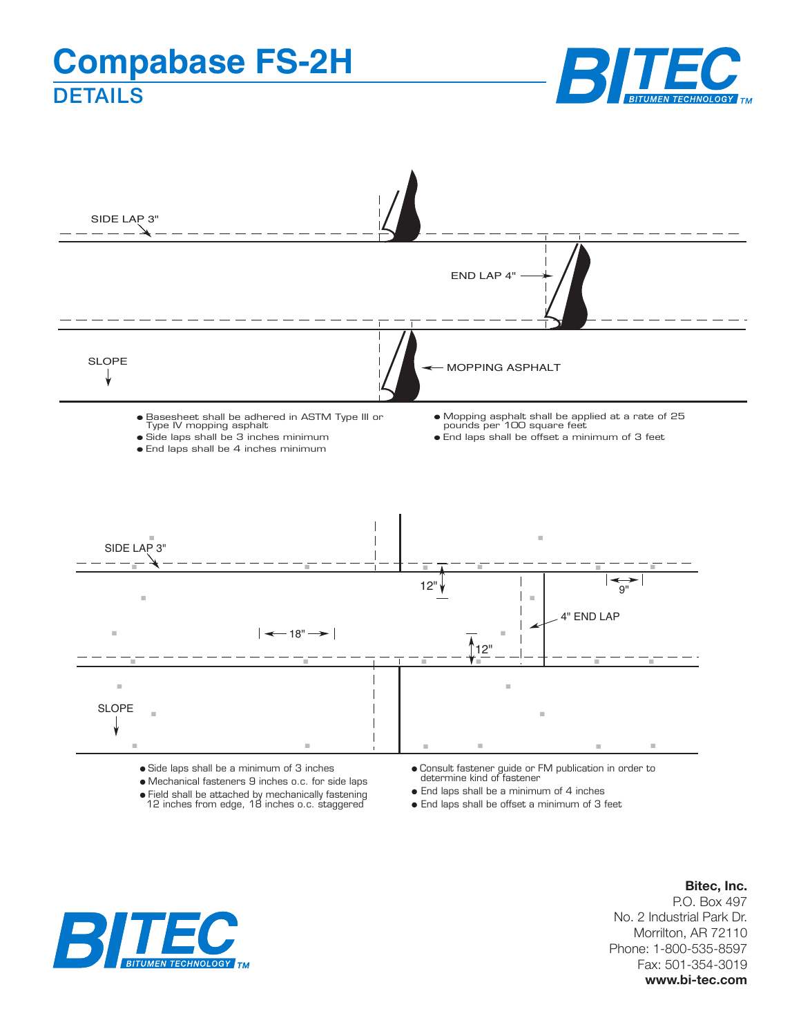# Compabase FS-2H

## DETAILS

SIDE LAP 3"

END LAP 4"

SLOPE

MOPPING ASPHALT

- Basesheet shall be adhered in ASTM Type III or Type IV mopping asphalt
- Side laps shall be 3 inches minimum
- End laps shall be 4 inches minimum
- Mopping asphalt shall be applied at a rate of 25 pounds per 100 square feet
- End laps shall be offset a minimum of 3 feet

SIDE LAP 3"

12"

9"

4" END LAP

18"

12"

SLOPE

- Side laps shall be a minimum of 3 inches
- Mechanical fasteners 9 inches o.c. for side laps
- Field shall be attached by mechanically fastening 12 inches from edge, 18 inches o.c. staggered
- Consult fastener guide or FM publication in order to determine kind of fastener
- End laps shall be a minimum of 4 inches
- End laps shall be offset a minimum of 3 feet

**Bitec, Inc.**
P.O. Box 497
No. 2 Industrial Park Dr.
Morrilton, AR 72110
Phone: 1-800-535-8597
Fax: 501-354-3019
**www.bi-tec.com**